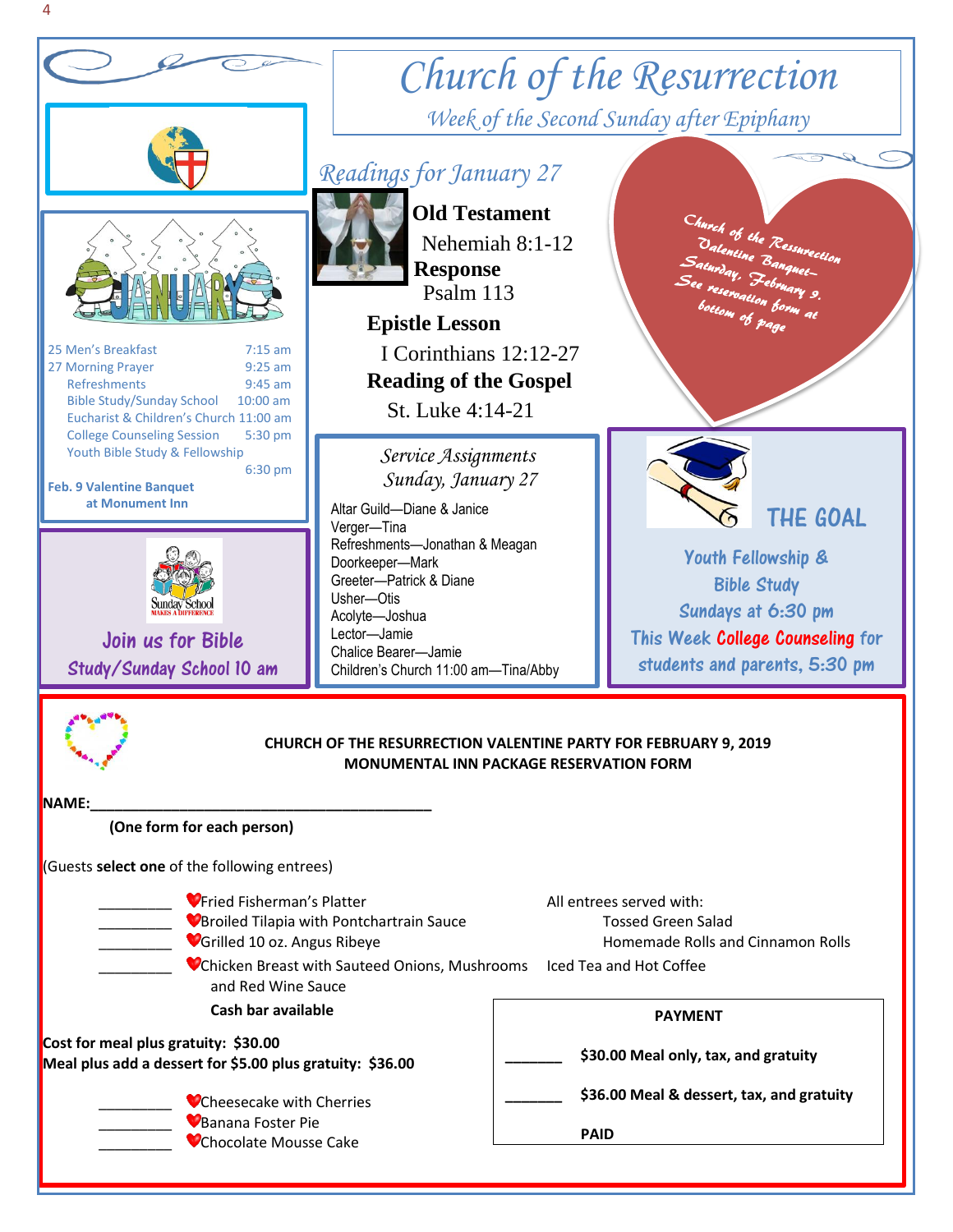# Church of the Resurrection

*Week of the Second Sunday after Epiphany*

25 Men's Breakfast 7:15 am
27 Morning Prayer 9:25 am
Refreshments 9:45 am
Bible Study/Sunday School 10:00 am
Eucharist & Children's Church 11:00 am
College Counseling Session 5:30 pm
Youth Bible Study & Fellowship 6:30 pm

**Feb. 9 Valentine Banquet at Monument Inn**

Join us for Bible Study/Sunday School 10 am

## *Readings for January 27*

**Old Testament**
Nehemiah 8:1-12

**Response**
Psalm 113

**Epistle Lesson**
I Corinthians 12:12-27

**Reading of the Gospel**
St. Luke 4:14-21

*Service Assignments*
*Sunday, January 27*

Altar Guild—Diane & Janice
Verger—Tina
Refreshments—Jonathan & Meagan
Doorkeeper—Mark
Greeter—Patrick & Diane
Usher—Otis
Acolyte—Joshua
Lector—Jamie
Chalice Bearer—Jamie
Children's Church 11:00 am—Tina/Abby

Church of the Resurrection Valentine Banquet— Saturday, February 9. See reservation form at bottom of page

## THE GOAL

Youth Fellowship & Bible Study Sundays at 6:30 pm

This Week College Counseling for students and parents, 5:30 pm

---

**CHURCH OF THE RESURRECTION VALENTINE PARTY FOR FEBRUARY 9, 2019**
**MONUMENTAL INN PACKAGE RESERVATION FORM**

**NAME:**\_\_\_\_\_\_\_\_\_\_\_\_\_\_\_\_\_\_\_\_\_\_\_\_\_\_\_\_\_\_\_\_\_\_\_\_\_\_\_\_

**(One form for each person)**

(Guests **select one** of the following entrees)

\_\_\_\_\_\_\_\_\_ Fried Fisherman's Platter
\_\_\_\_\_\_\_\_\_ Broiled Tilapia with Pontchartrain Sauce
\_\_\_\_\_\_\_\_\_ Grilled 10 oz. Angus Ribeye
\_\_\_\_\_\_\_\_\_ Chicken Breast with Sauteed Onions, Mushrooms and Red Wine Sauce

**Cash bar available**

All entrees served with:
Tossed Green Salad
Homemade Rolls and Cinnamon Rolls
Iced Tea and Hot Coffee

**Cost for meal plus gratuity: $30.00**
**Meal plus add a dessert for $5.00 plus gratuity: $36.00**

\_\_\_\_\_\_\_\_\_ Cheesecake with Cherries
\_\_\_\_\_\_\_\_\_ Banana Foster Pie
\_\_\_\_\_\_\_\_\_ Chocolate Mousse Cake

**PAYMENT**

\_\_\_\_\_\_\_ **$30.00 Meal only, tax, and gratuity**

\_\_\_\_\_\_\_ **$36.00 Meal & dessert, tax, and gratuity**

**PAID**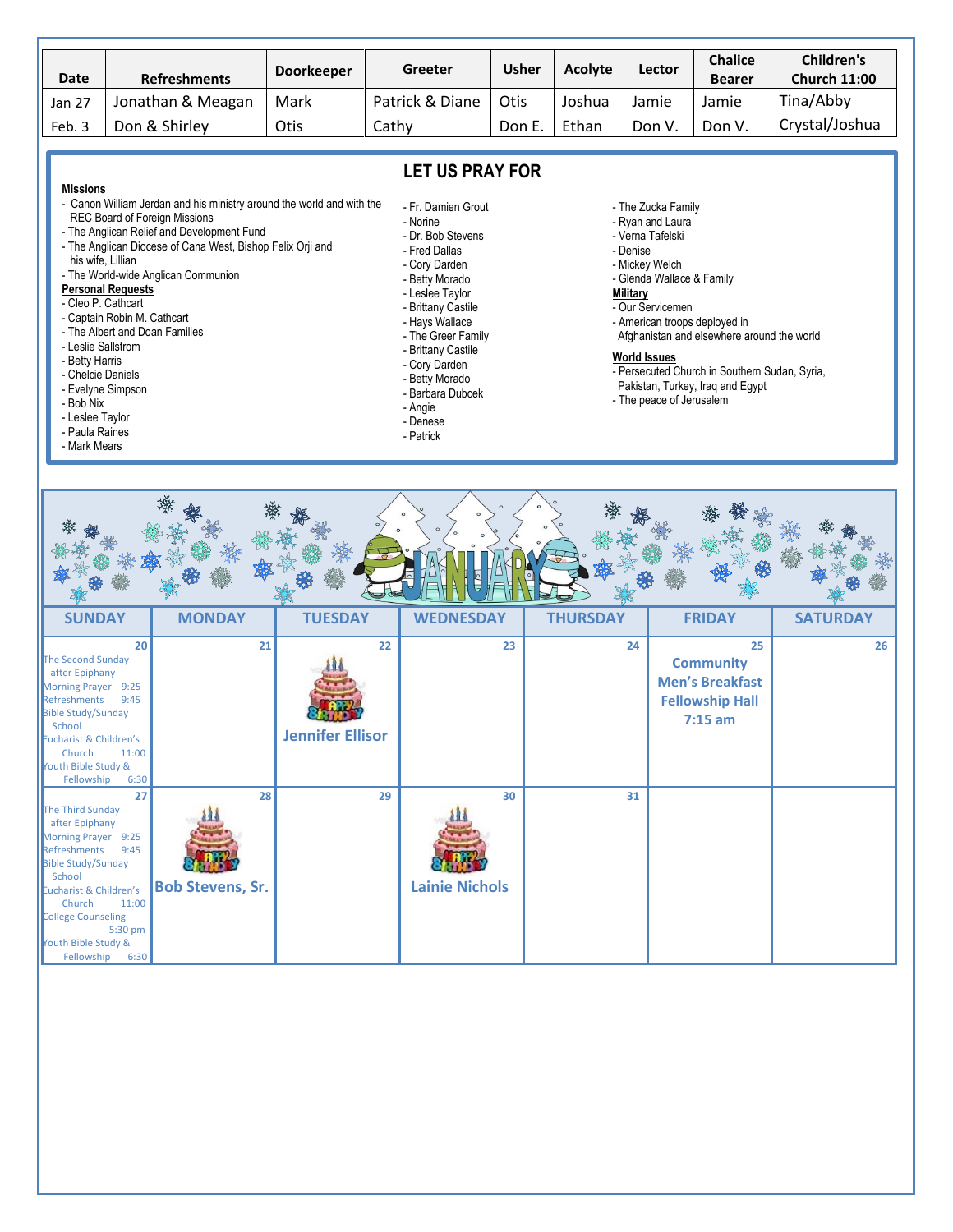| Date | Refreshments | Doorkeeper | Greeter | Usher | Acolyte | Lector | Chalice Bearer | Children's Church 11:00 |
|---|---|---|---|---|---|---|---|---|
| Jan 27 | Jonathan & Meagan | Mark | Patrick & Diane | Otis | Joshua | Jamie | Jamie | Tina/Abby |
| Feb. 3 | Don & Shirley | Otis | Cathy | Don E. | Ethan | Don V. | Don V. | Crystal/Joshua |

## LET US PRAY FOR

**Missions**

- Canon William Jerdan and his ministry around the world and with the REC Board of Foreign Missions
- The Anglican Relief and Development Fund
- The Anglican Diocese of Cana West, Bishop Felix Orji and his wife, Lillian
- The World-wide Anglican Communion

**Personal Requests**

- Cleo P. Cathcart
- Captain Robin M. Cathcart
- The Albert and Doan Families
- Leslie Sallstrom
- Betty Harris
- Chelcie Daniels
- Evelyne Simpson
- Bob Nix
- Leslee Taylor
- Paula Raines
- Mark Mears
- Fr. Damien Grout
- Norine
- Dr. Bob Stevens
- Fred Dallas
- Cory Darden
- Betty Morado
- Leslee Taylor
- Brittany Castile
- Hays Wallace
- The Greer Family
- Brittany Castile
- Cory Darden
- Betty Morado
- Barbara Dubcek
- Angie
- Denese
- Patrick
- The Zucka Family
- Ryan and Laura
- Verna Tafelski
- Denise
- Mickey Welch
- Glenda Wallace & Family

**Military**

- Our Servicemen
- American troops deployed in Afghanistan and elsewhere around the world

**World Issues**

- Persecuted Church in Southern Sudan, Syria, Pakistan, Turkey, Iraq and Egypt
- The peace of Jerusalem

## JANUARY

| SUNDAY | MONDAY | TUESDAY | WEDNESDAY | THURSDAY | FRIDAY | SATURDAY |
|---|---|---|---|---|---|---|
| 20<br>The Second Sunday after Epiphany<br>Morning Prayer 9:25<br>Refreshments 9:45<br>Bible Study/Sunday School<br>Eucharist & Children's Church 11:00<br>Youth Bible Study & Fellowship 6:30 | 21 | 22<br>**Jennifer Ellisor** | 23 | 24 | 25<br>**Community Men's Breakfast Fellowship Hall 7:15 am** | 26 |
| 27<br>The Third Sunday after Epiphany<br>Morning Prayer 9:25<br>Refreshments 9:45<br>Bible Study/Sunday School<br>Eucharist & Children's Church 11:00<br>College Counseling 5:30 pm<br>Youth Bible Study & Fellowship 6:30 | 28<br>**Bob Stevens, Sr.** | 29 | 30<br>**Lainie Nichols** | 31 | | |